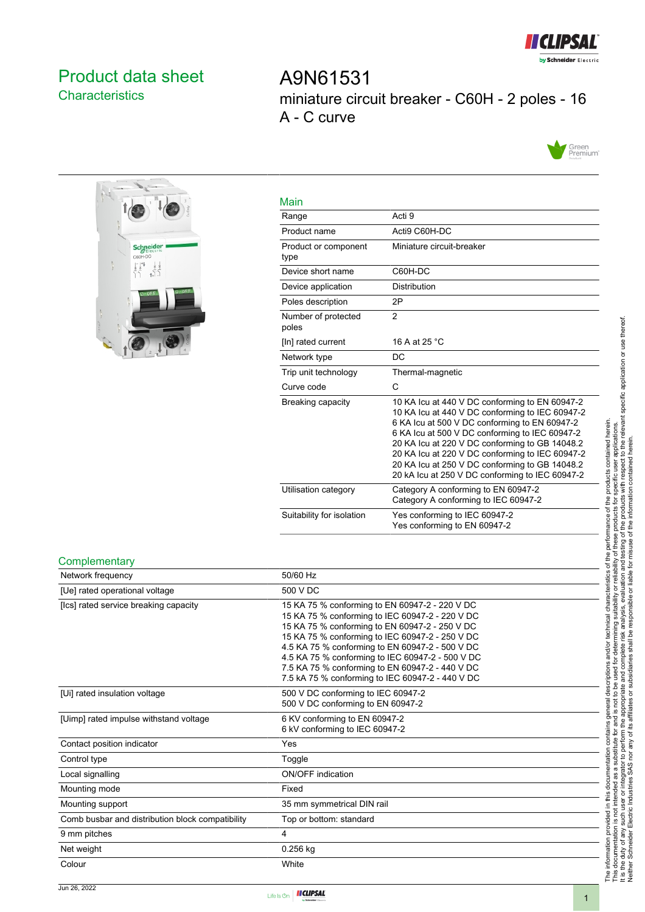# Product data sheet
## Characteristics

# A9N61531
miniature circuit breaker - C60H - 2 poles - 16 A - C curve

### Main

| | |
|---|---|
| Range | Acti 9 |
| Product name | Acti9 C60H-DC |
| Product or component type | Miniature circuit-breaker |
| Device short name | C60H-DC |
| Device application | Distribution |
| Poles description | 2P |
| Number of protected poles | 2 |
| [In] rated current | 16 A at 25 °C |
| Network type | DC |
| Trip unit technology | Thermal-magnetic |
| Curve code | C |
| Breaking capacity | 10 KA Icu at 440 V DC conforming to EN 60947-2<br>10 KA Icu at 440 V DC conforming to IEC 60947-2<br>6 KA Icu at 500 V DC conforming to EN 60947-2<br>6 KA Icu at 500 V DC conforming to IEC 60947-2<br>20 KA Icu at 220 V DC conforming to GB 14048.2<br>20 KA Icu at 220 V DC conforming to IEC 60947-2<br>20 KA Icu at 250 V DC conforming to GB 14048.2<br>20 kA Icu at 250 V DC conforming to IEC 60947-2 |
| Utilisation category | Category A conforming to EN 60947-2<br>Category A conforming to IEC 60947-2 |
| Suitability for isolation | Yes conforming to IEC 60947-2<br>Yes conforming to EN 60947-2 |

### Complementary

| | |
|---|---|
| Network frequency | 50/60 Hz |
| [Ue] rated operational voltage | 500 V DC |
| [Ics] rated service breaking capacity | 15 KA 75 % conforming to EN 60947-2 - 220 V DC<br>15 KA 75 % conforming to IEC 60947-2 - 220 V DC<br>15 KA 75 % conforming to EN 60947-2 - 250 V DC<br>15 KA 75 % conforming to IEC 60947-2 - 250 V DC<br>4.5 KA 75 % conforming to EN 60947-2 - 500 V DC<br>4.5 KA 75 % conforming to IEC 60947-2 - 500 V DC<br>7.5 KA 75 % conforming to EN 60947-2 - 440 V DC<br>7.5 kA 75 % conforming to IEC 60947-2 - 440 V DC |
| [Ui] rated insulation voltage | 500 V DC conforming to IEC 60947-2<br>500 V DC conforming to EN 60947-2 |
| [Uimp] rated impulse withstand voltage | 6 KV conforming to EN 60947-2<br>6 kV conforming to IEC 60947-2 |
| Contact position indicator | Yes |
| Control type | Toggle |
| Local signalling | ON/OFF indication |
| Mounting mode | Fixed |
| Mounting support | 35 mm symmetrical DIN rail |
| Comb busbar and distribution block compatibility | Top or bottom: standard |
| 9 mm pitches | 4 |
| Net weight | 0.256 kg |
| Colour | White |

The information provided in this documentation contains general descriptions and/or technical characteristics of the performance of the products contained herein.
This documentation is not intended as a substitute for and is not to be used for determining suitability or reliability of these products for specific user applications.
It is the duty of any such user or integrator to perform the appropriate and complete risk analysis, evaluation and testing of the products with respect to the relevant specific application or use thereof.
Neither Schneider Electric Industries SAS nor any of its affiliates or subsidiaries shall be responsible or liable for misuse of the information contained herein.

Jun 26, 2022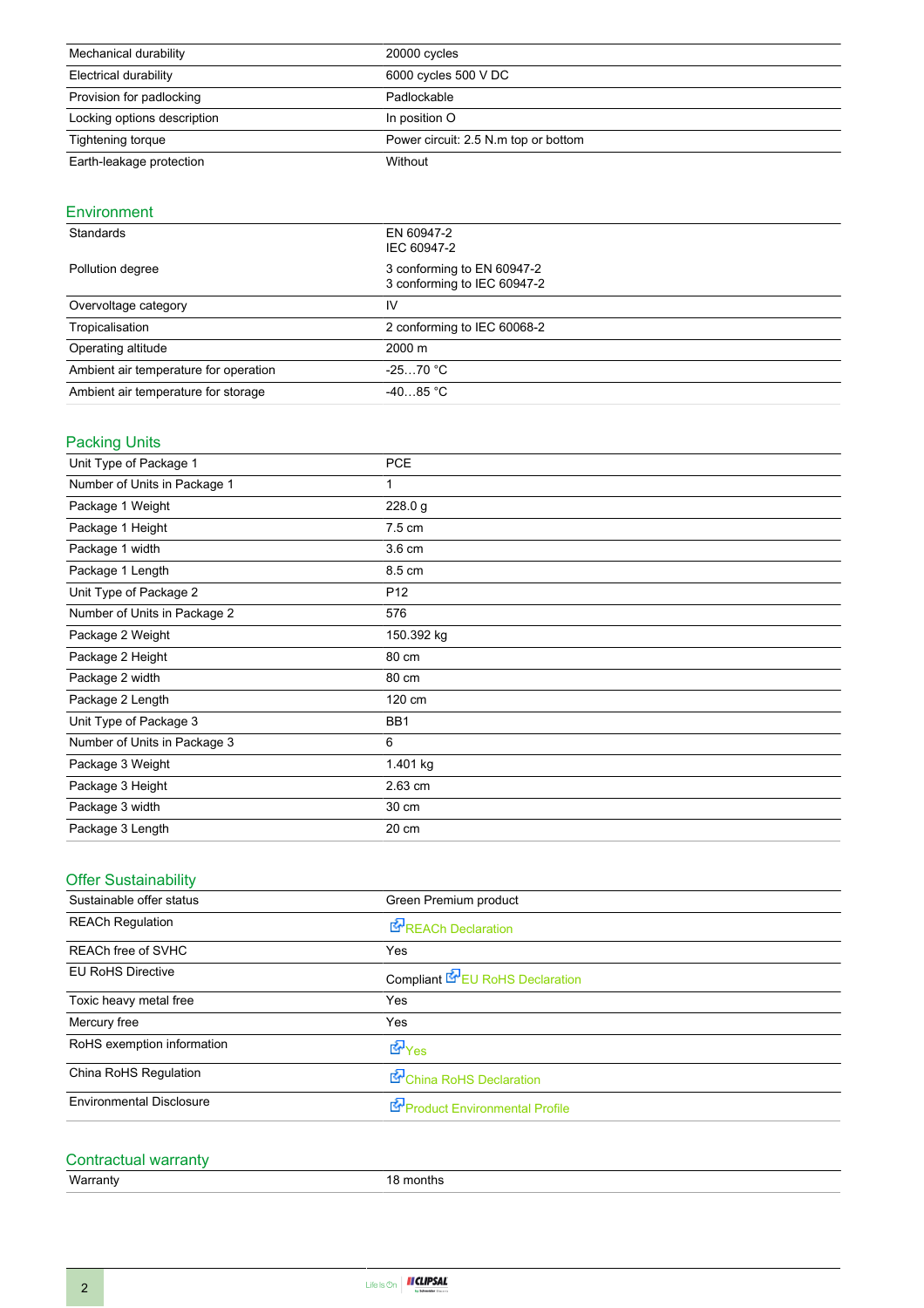| | |
|---|---|
| Mechanical durability | 20000 cycles |
| Electrical durability | 6000 cycles 500 V DC |
| Provision for padlocking | Padlockable |
| Locking options description | In position O |
| Tightening torque | Power circuit: 2.5 N.m top or bottom |
| Earth-leakage protection | Without |

## Environment

| | |
|---|---|
| Standards | EN 60947-2<br>IEC 60947-2 |
| Pollution degree | 3 conforming to EN 60947-2<br>3 conforming to IEC 60947-2 |
| Overvoltage category | IV |
| Tropicalisation | 2 conforming to IEC 60068-2 |
| Operating altitude | 2000 m |
| Ambient air temperature for operation | -25…70 °C |
| Ambient air temperature for storage | -40…85 °C |

## Packing Units

| | |
|---|---|
| Unit Type of Package 1 | PCE |
| Number of Units in Package 1 | 1 |
| Package 1 Weight | 228.0 g |
| Package 1 Height | 7.5 cm |
| Package 1 width | 3.6 cm |
| Package 1 Length | 8.5 cm |
| Unit Type of Package 2 | P12 |
| Number of Units in Package 2 | 576 |
| Package 2 Weight | 150.392 kg |
| Package 2 Height | 80 cm |
| Package 2 width | 80 cm |
| Package 2 Length | 120 cm |
| Unit Type of Package 3 | BB1 |
| Number of Units in Package 3 | 6 |
| Package 3 Weight | 1.401 kg |
| Package 3 Height | 2.63 cm |
| Package 3 width | 30 cm |
| Package 3 Length | 20 cm |

## Offer Sustainability

| | |
|---|---|
| Sustainable offer status | Green Premium product |
| REACh Regulation | REACh Declaration |
| REACh free of SVHC | Yes |
| EU RoHS Directive | Compliant EU RoHS Declaration |
| Toxic heavy metal free | Yes |
| Mercury free | Yes |
| RoHS exemption information | Yes |
| China RoHS Regulation | China RoHS Declaration |
| Environmental Disclosure | Product Environmental Profile |

## Contractual warranty

| | |
|---|---|
| Warranty | 18 months |